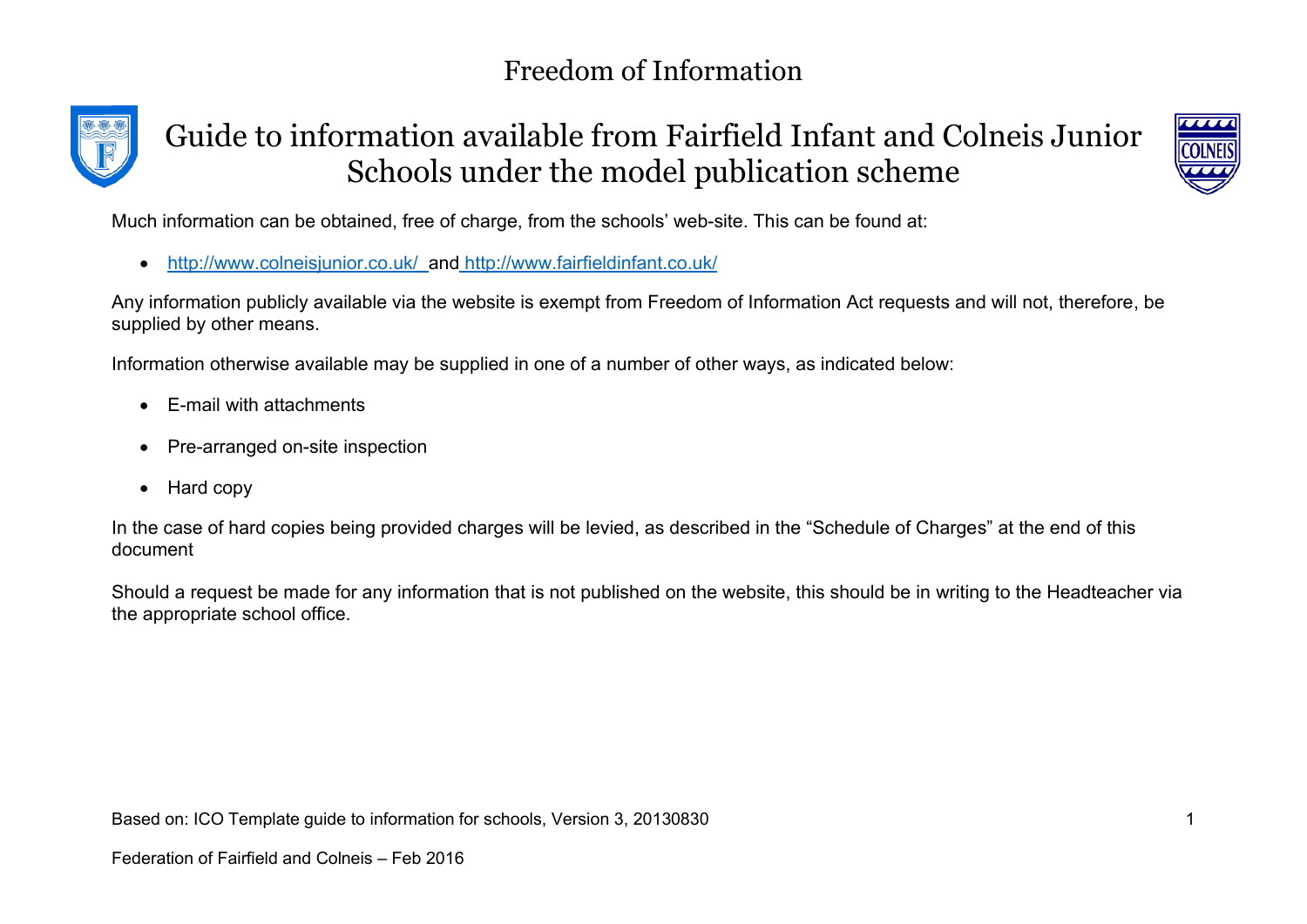# Freedom of Information

## Guide to information available from Fairfield Infant and Colneis Junior Schools under the model publication scheme

Much information can be obtained, free of charge, from the schools' web-site. This can be found at:

- http://www.colneisjunior.co.uk/ and http://www.fairfieldinfant.co.uk/

Any information publicly available via the website is exempt from Freedom of Information Act requests and will not, therefore, be supplied by other means.

Information otherwise available may be supplied in one of a number of other ways, as indicated below:

- E-mail with attachments
- Pre-arranged on-site inspection
- Hard copy

In the case of hard copies being provided charges will be levied, as described in the "Schedule of Charges" at the end of this document

Should a request be made for any information that is not published on the website, this should be in writing to the Headteacher via the appropriate school office.

Based on: ICO Template guide to information for schools, Version 3, 20130830

Federation of Fairfield and Colneis – Feb 2016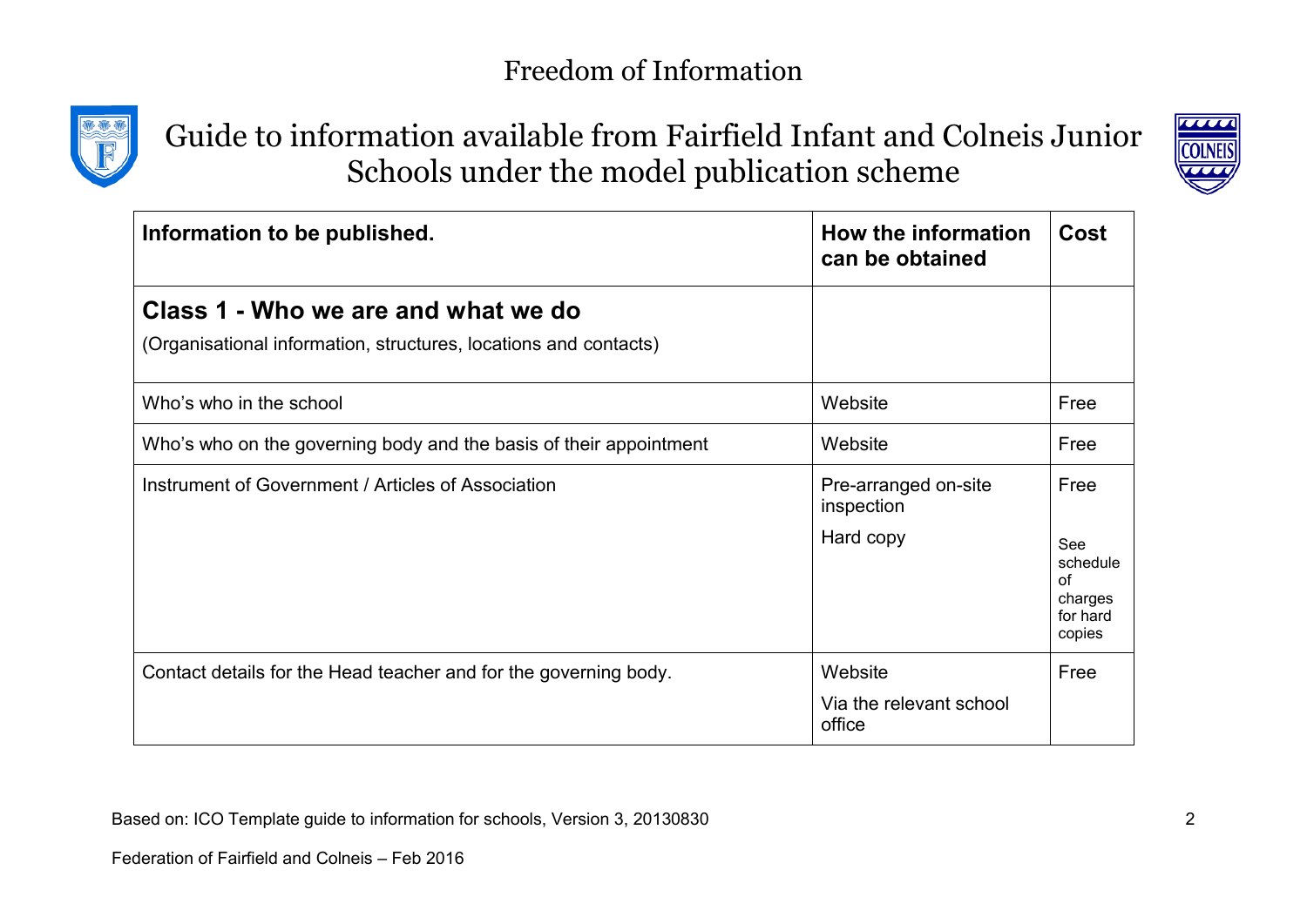# Freedom of Information

## Guide to information available from Fairfield Infant and Colneis Junior Schools under the model publication scheme

| Information to be published. | How the information can be obtained | Cost |
|---|---|---|
| **Class 1 - Who we are and what we do**<br>(Organisational information, structures, locations and contacts) | | |
| Who's who in the school | Website | Free |
| Who's who on the governing body and the basis of their appointment | Website | Free |
| Instrument of Government / Articles of Association | Pre-arranged on-site inspection<br>Hard copy | Free<br>See schedule of charges for hard copies |
| Contact details for the Head teacher and for the governing body. | Website<br>Via the relevant school office | Free |

Based on: ICO Template guide to information for schools, Version 3, 20130830

Federation of Fairfield and Colneis – Feb 2016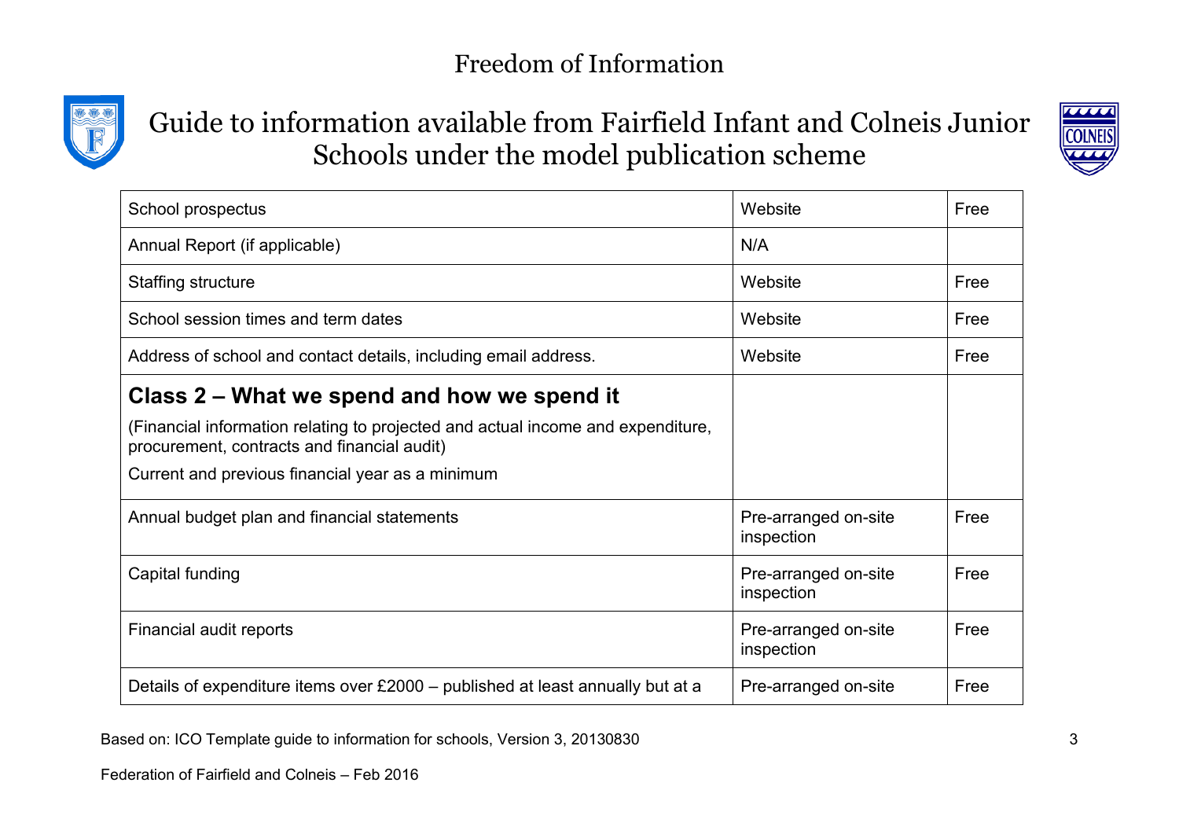# Freedom of Information

## Guide to information available from Fairfield Infant and Colneis Junior Schools under the model publication scheme

| | | |
|---|---|---|
| School prospectus | Website | Free |
| Annual Report (if applicable) | N/A | |
| Staffing structure | Website | Free |
| School session times and term dates | Website | Free |
| Address of school and contact details, including email address. | Website | Free |
| **Class 2 – What we spend and how we spend it**<br>(Financial information relating to projected and actual income and expenditure, procurement, contracts and financial audit)<br>Current and previous financial year as a minimum | | |
| Annual budget plan and financial statements | Pre-arranged on-site inspection | Free |
| Capital funding | Pre-arranged on-site inspection | Free |
| Financial audit reports | Pre-arranged on-site inspection | Free |
| Details of expenditure items over £2000 – published at least annually but at a | Pre-arranged on-site | Free |

Based on: ICO Template guide to information for schools, Version 3, 20130830

Federation of Fairfield and Colneis – Feb 2016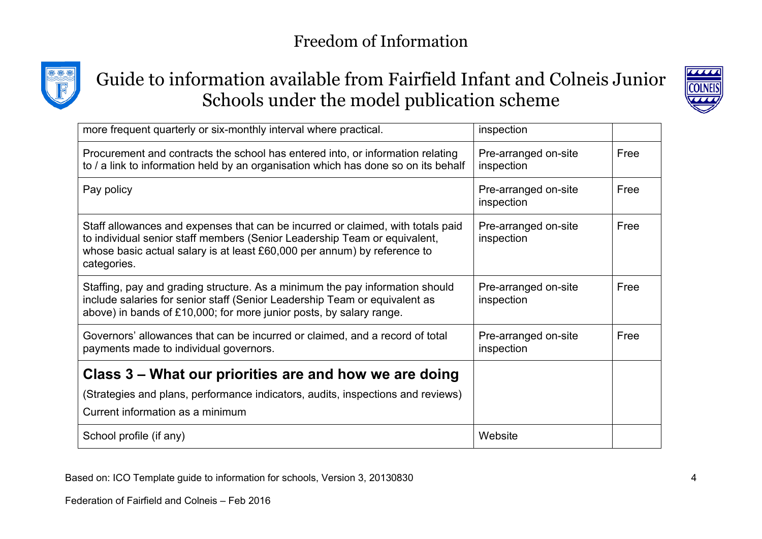| | | |
|---|---|---|
| more frequent quarterly or six-monthly interval where practical. | inspection | |
| Procurement and contracts the school has entered into, or information relating to / a link to information held by an organisation which has done so on its behalf | Pre-arranged on-site inspection | Free |
| Pay policy | Pre-arranged on-site inspection | Free |
| Staff allowances and expenses that can be incurred or claimed, with totals paid to individual senior staff members (Senior Leadership Team or equivalent, whose basic actual salary is at least £60,000 per annum) by reference to categories. | Pre-arranged on-site inspection | Free |
| Staffing, pay and grading structure. As a minimum the pay information should include salaries for senior staff (Senior Leadership Team or equivalent as above) in bands of £10,000; for more junior posts, by salary range. | Pre-arranged on-site inspection | Free |
| Governors' allowances that can be incurred or claimed, and a record of total payments made to individual governors. | Pre-arranged on-site inspection | Free |
| **Class 3 – What our priorities are and how we are doing**<br>(Strategies and plans, performance indicators, audits, inspections and reviews)<br>Current information as a minimum | | |
| School profile (if any) | Website | |

Based on: ICO Template guide to information for schools, Version 3, 20130830

Federation of Fairfield and Colneis – Feb 2016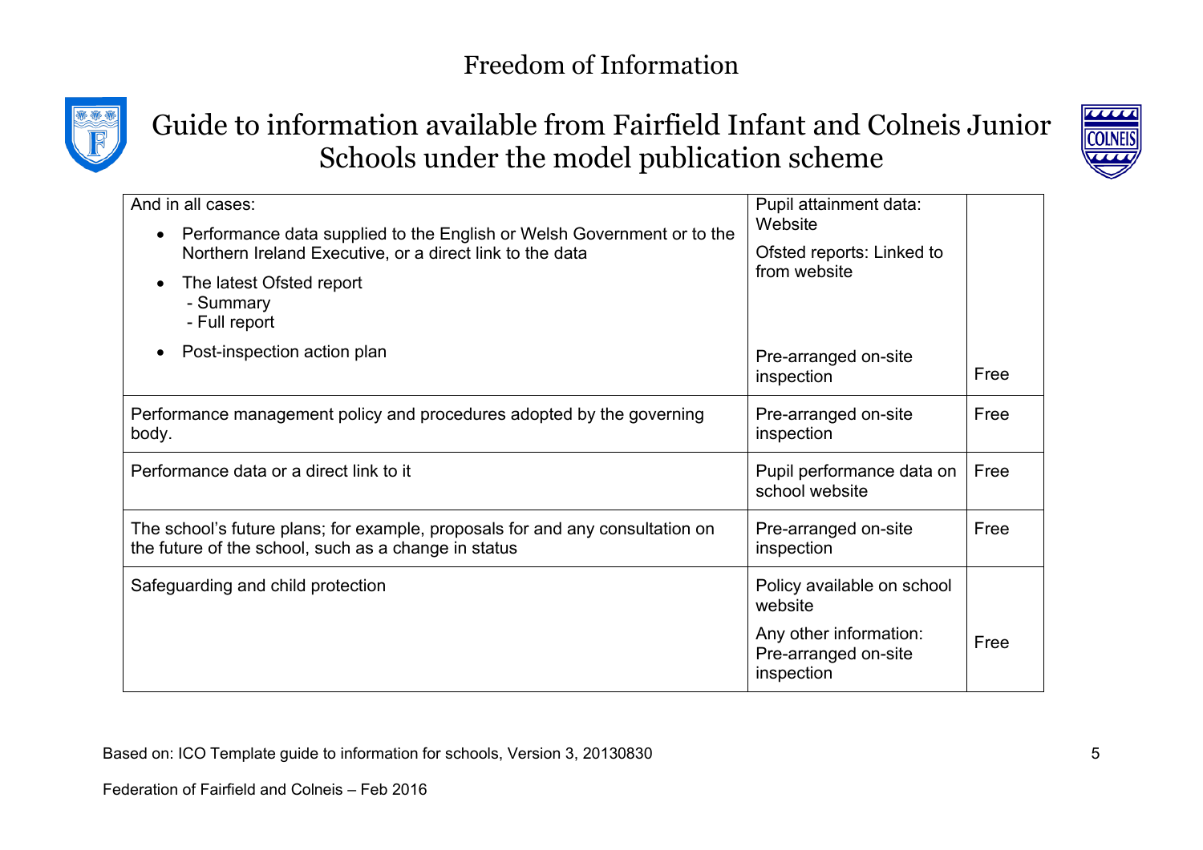# Freedom of Information

## Guide to information available from Fairfield Infant and Colneis Junior Schools under the model publication scheme

| | | |
|---|---|---|
| And in all cases:<br>• Performance data supplied to the English or Welsh Government or to the Northern Ireland Executive, or a direct link to the data<br>• The latest Ofsted report<br>  - Summary<br>  - Full report<br>• Post-inspection action plan | Pupil attainment data: Website<br>Ofsted reports: Linked to from website<br>Pre-arranged on-site inspection | Free |
| Performance management policy and procedures adopted by the governing body. | Pre-arranged on-site inspection | Free |
| Performance data or a direct link to it | Pupil performance data on school website | Free |
| The school's future plans; for example, proposals for and any consultation on the future of the school, such as a change in status | Pre-arranged on-site inspection | Free |
| Safeguarding and child protection | Policy available on school website<br>Any other information: Pre-arranged on-site inspection | Free |

Based on: ICO Template guide to information for schools, Version 3, 20130830

Federation of Fairfield and Colneis – Feb 2016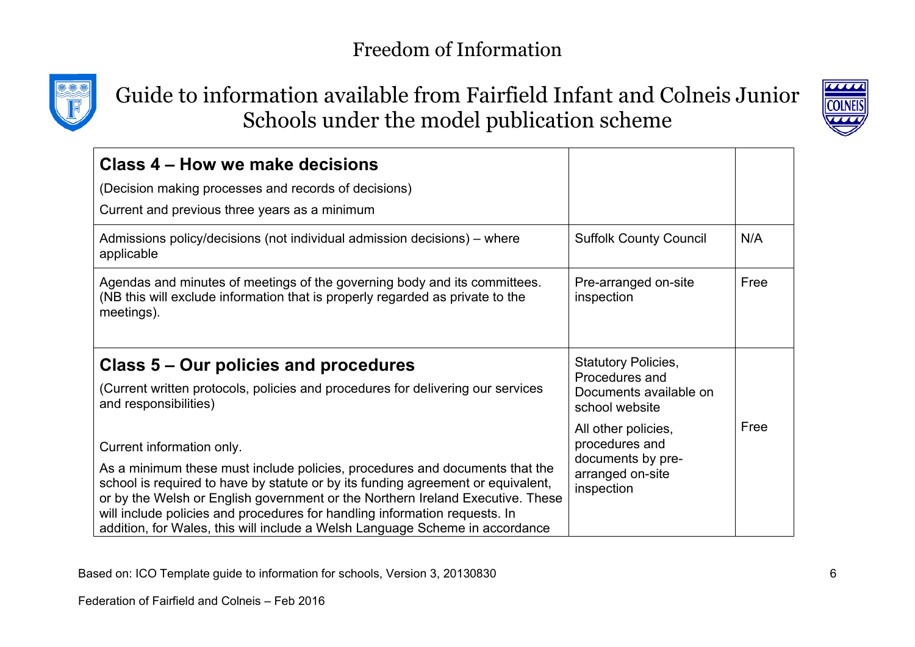# Freedom of Information

## Guide to information available from Fairfield Infant and Colneis Junior Schools under the model publication scheme

| **Class 4 – How we make decisions**<br>(Decision making processes and records of decisions)<br>Current and previous three years as a minimum | | |
|---|---|---|
| Admissions policy/decisions (not individual admission decisions) – where applicable | Suffolk County Council | N/A |
| Agendas and minutes of meetings of the governing body and its committees. (NB this will exclude information that is properly regarded as private to the meetings). | Pre-arranged on-site inspection | Free |
| **Class 5 – Our policies and procedures**<br>(Current written protocols, policies and procedures for delivering our services and responsibilities)<br><br>Current information only.<br>As a minimum these must include policies, procedures and documents that the school is required to have by statute or by its funding agreement or equivalent, or by the Welsh or English government or the Northern Ireland Executive. These will include policies and procedures for handling information requests. In addition, for Wales, this will include a Welsh Language Scheme in accordance | Statutory Policies, Procedures and Documents available on school website<br>All other policies, procedures and documents by pre-arranged on-site inspection | Free |

Based on: ICO Template guide to information for schools, Version 3, 20130830

Federation of Fairfield and Colneis – Feb 2016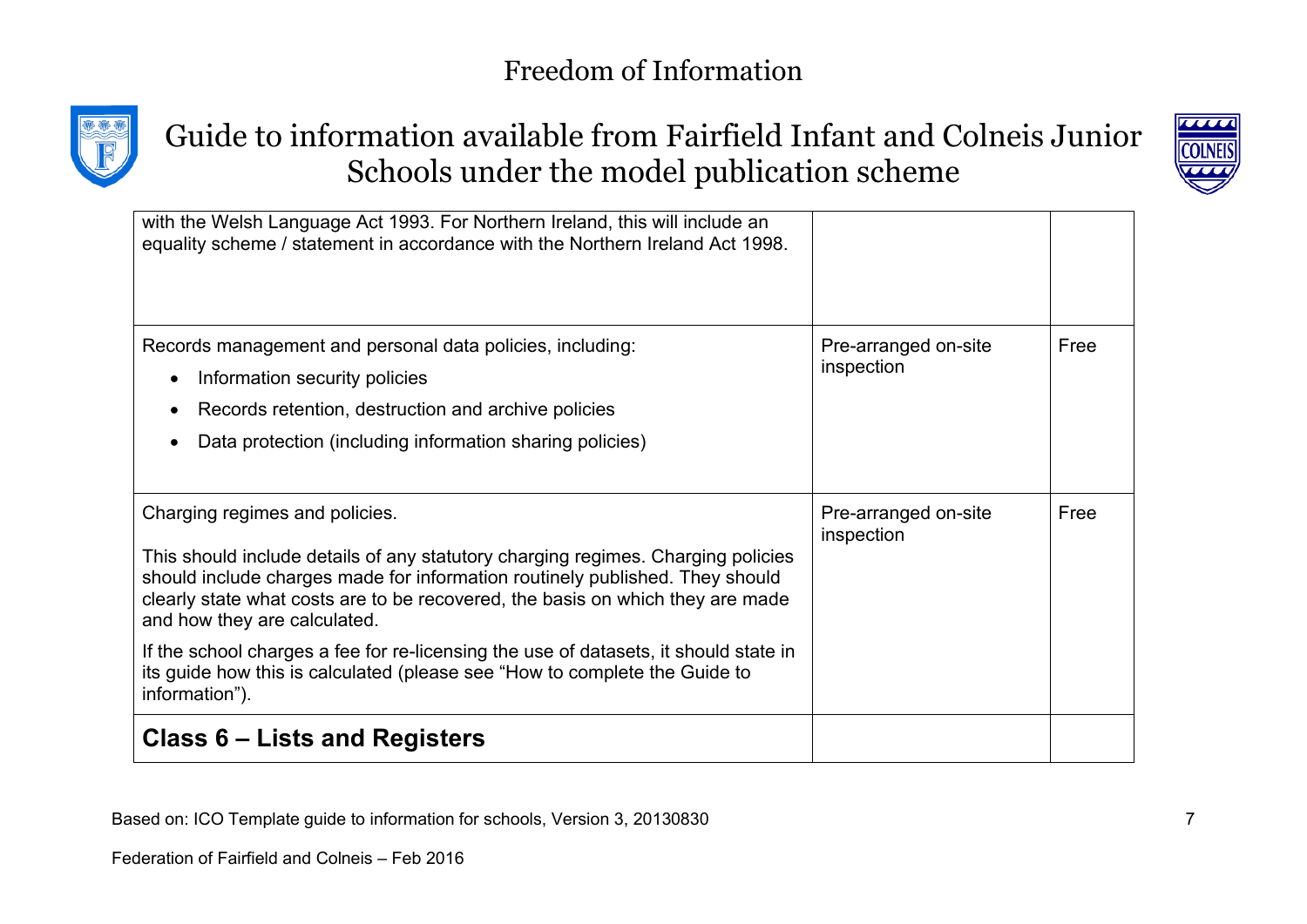| | | |
|---|---|---|
| with the Welsh Language Act 1993. For Northern Ireland, this will include an equality scheme / statement in accordance with the Northern Ireland Act 1998. | | |
| Records management and personal data policies, including:<br>• Information security policies<br>• Records retention, destruction and archive policies<br>• Data protection (including information sharing policies) | Pre-arranged on-site inspection | Free |
| Charging regimes and policies.<br><br>This should include details of any statutory charging regimes. Charging policies should include charges made for information routinely published. They should clearly state what costs are to be recovered, the basis on which they are made and how they are calculated.<br><br>If the school charges a fee for re-licensing the use of datasets, it should state in its guide how this is calculated (please see "How to complete the Guide to information"). | Pre-arranged on-site inspection | Free |
| **Class 6 – Lists and Registers** | | |

Based on: ICO Template guide to information for schools, Version 3, 20130830

Federation of Fairfield and Colneis – Feb 2016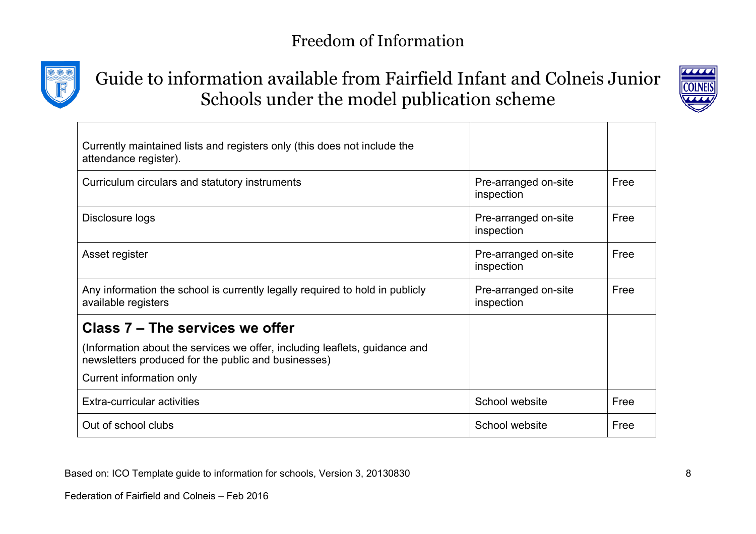| | | |
|---|---|---|
| Currently maintained lists and registers only (this does not include the attendance register). | | |
| Curriculum circulars and statutory instruments | Pre-arranged on-site inspection | Free |
| Disclosure logs | Pre-arranged on-site inspection | Free |
| Asset register | Pre-arranged on-site inspection | Free |
| Any information the school is currently legally required to hold in publicly available registers | Pre-arranged on-site inspection | Free |
| **Class 7 – The services we offer**<br>(Information about the services we offer, including leaflets, guidance and newsletters produced for the public and businesses)<br>Current information only | | |
| Extra-curricular activities | School website | Free |
| Out of school clubs | School website | Free |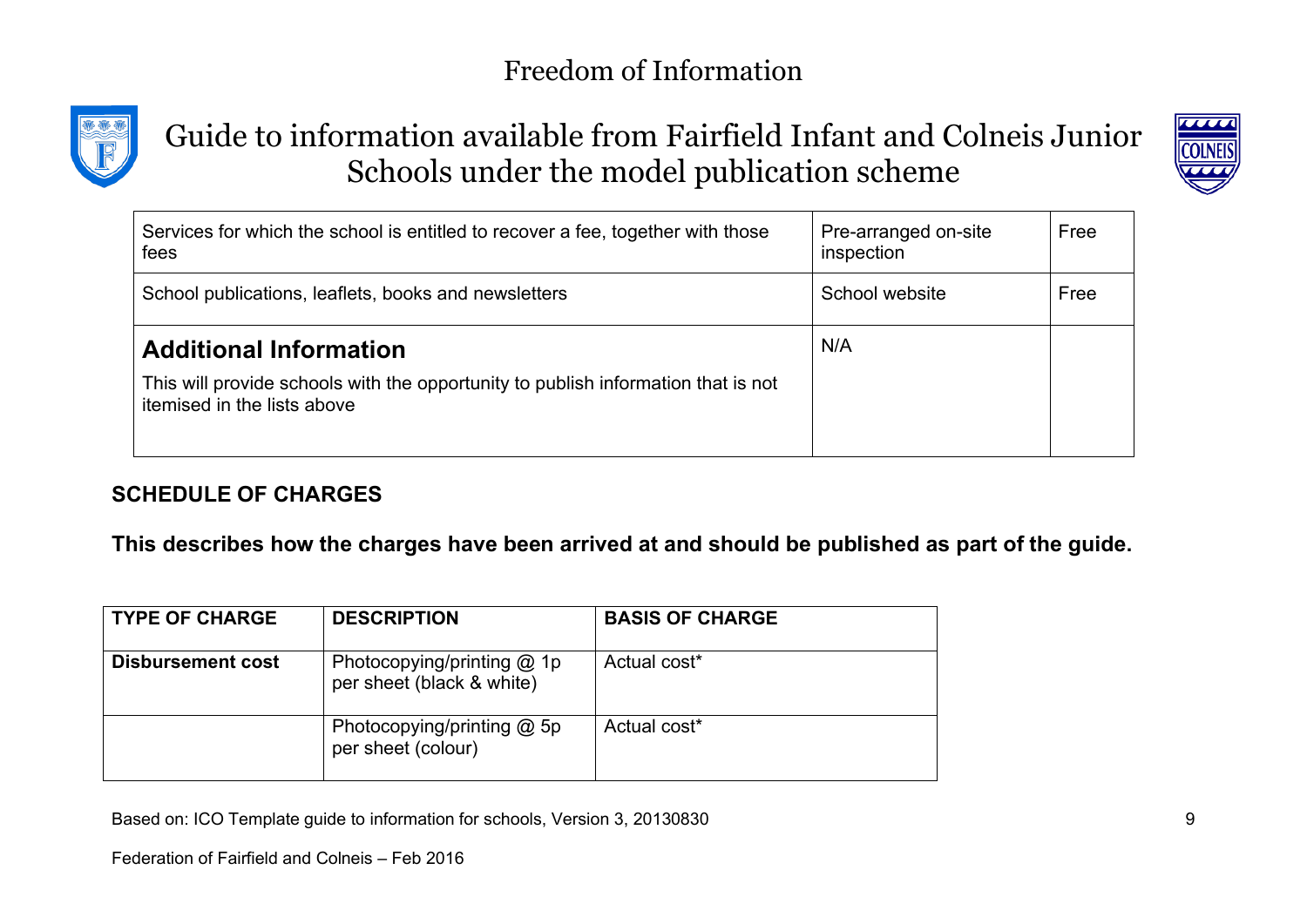| | | |
|---|---|---|
| Services for which the school is entitled to recover a fee, together with those fees | Pre-arranged on-site inspection | Free |
| School publications, leaflets, books and newsletters | School website | Free |
| **Additional Information**<br><br>This will provide schools with the opportunity to publish information that is not itemised in the lists above | N/A | |

**SCHEDULE OF CHARGES**

**This describes how the charges have been arrived at and should be published as part of the guide.**

| TYPE OF CHARGE | DESCRIPTION | BASIS OF CHARGE |
|---|---|---|
| **Disbursement cost** | Photocopying/printing @ 1p per sheet (black & white) | Actual cost* |
| | Photocopying/printing @ 5p per sheet (colour) | Actual cost* |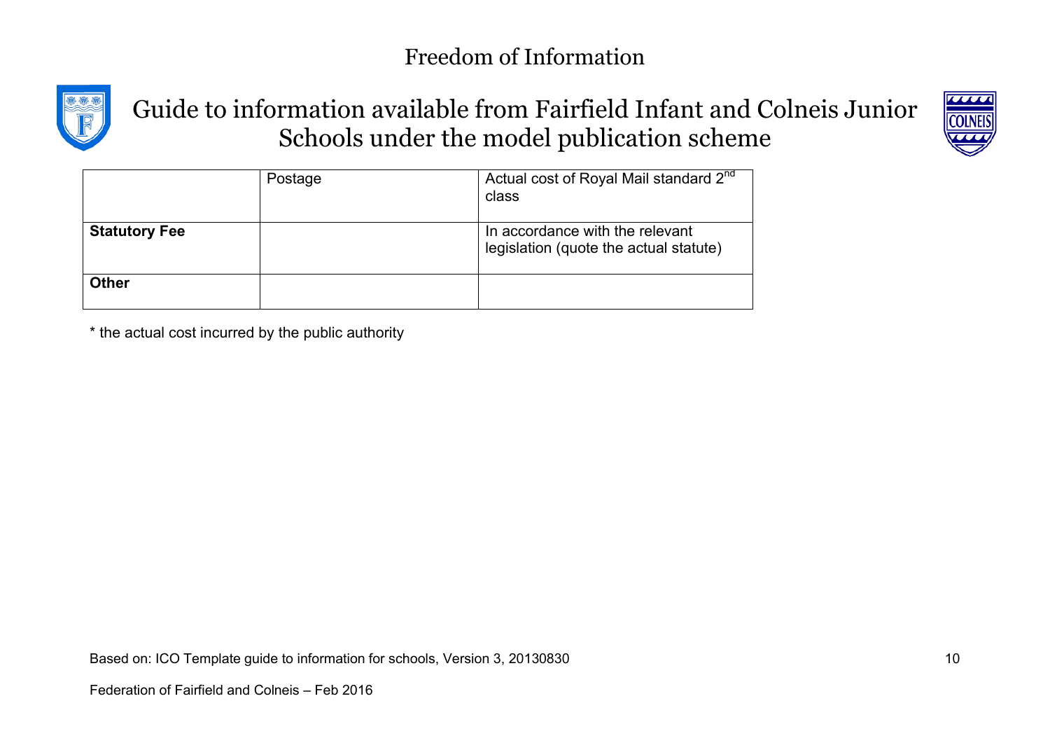| | | |
|---|---|---|
| | Postage | Actual cost of Royal Mail standard 2nd class |
| **Statutory Fee** | | In accordance with the relevant legislation (quote the actual statute) |
| **Other** | | |

* the actual cost incurred by the public authority